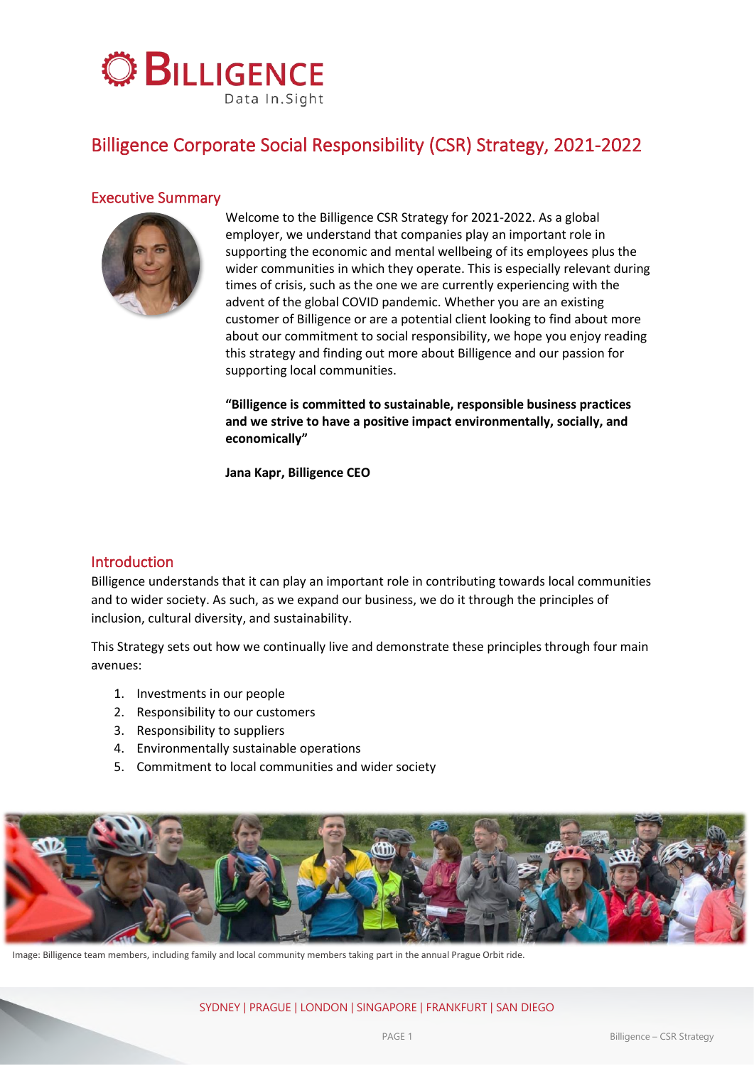# Billigence Corporate Social Responsibility (CSR) Strategy, 2021-2022

## Executive Summary

Welcome to the Billigence CSR Strategy for 2021-2022. As a global employer, we understand that companies play an important role in supporting the economic and mental wellbeing of its employees plus the wider communities in which they operate. This is especially relevant during times of crisis, such as the one we are currently experiencing with the advent of the global COVID pandemic. Whether you are an existing customer of Billigence or are a potential client looking to find about more about our commitment to social responsibility, we hope you enjoy reading this strategy and finding out more about Billigence and our passion for supporting local communities.

**“Billigence is committed to sustainable, responsible business practices and we strive to have a positive impact environmentally, socially, and economically”**

**Jana Kapr, Billigence CEO**

## Introduction

Billigence understands that it can play an important role in contributing towards local communities and to wider society. As such, as we expand our business, we do it through the principles of inclusion, cultural diversity, and sustainability.

This Strategy sets out how we continually live and demonstrate these principles through four main avenues:

1. Investments in our people
2. Responsibility to our customers
3. Responsibility to suppliers
4. Environmentally sustainable operations
5. Commitment to local communities and wider society

Image: Billigence team members, including family and local community members taking part in the annual Prague Orbit ride.

SYDNEY | PRAGUE | LONDON | SINGAPORE | FRANKFURT | SAN DIEGO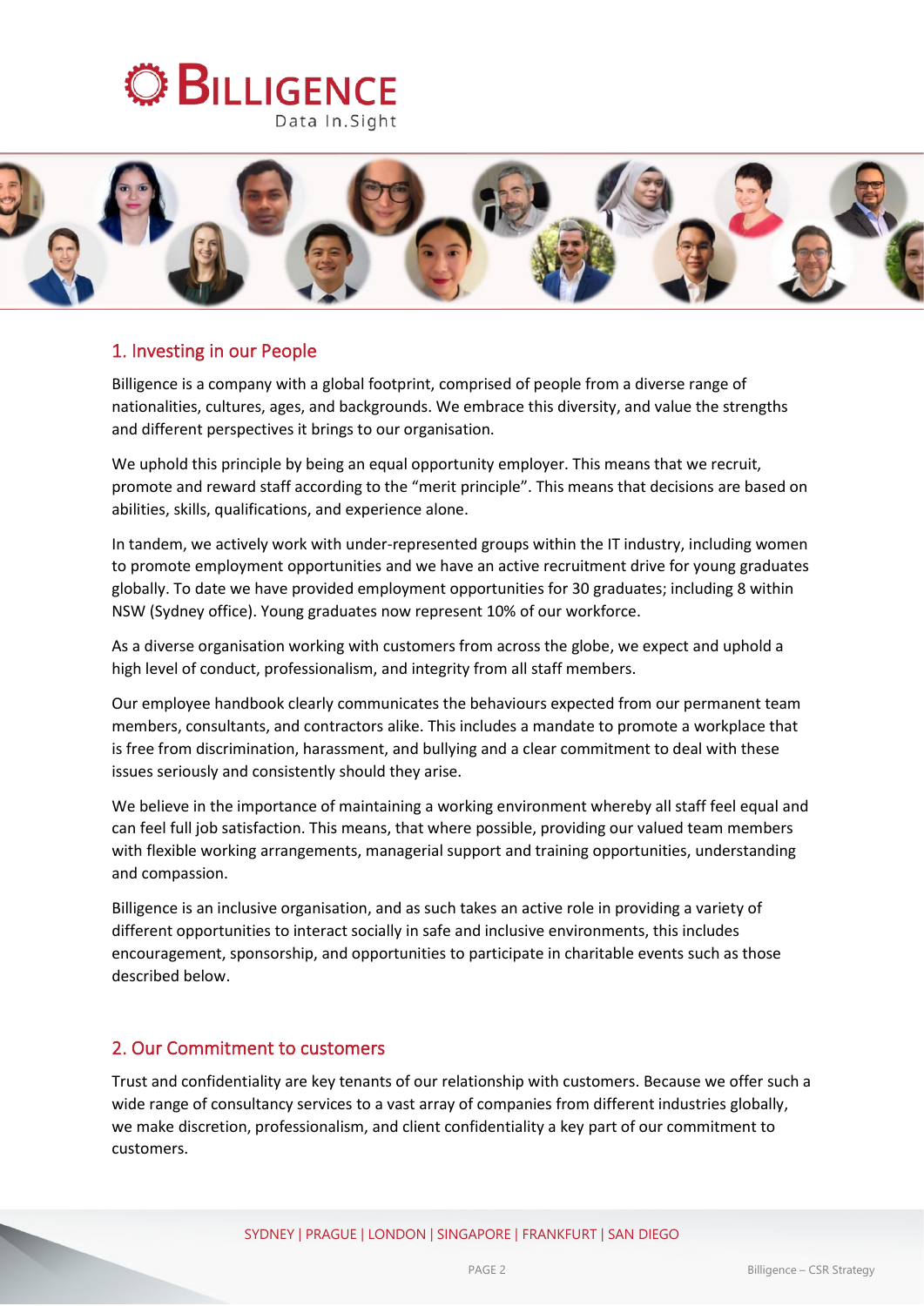## 1. Investing in our People

Billigence is a company with a global footprint, comprised of people from a diverse range of nationalities, cultures, ages, and backgrounds. We embrace this diversity, and value the strengths and different perspectives it brings to our organisation.

We uphold this principle by being an equal opportunity employer. This means that we recruit, promote and reward staff according to the “merit principle”. This means that decisions are based on abilities, skills, qualifications, and experience alone.

In tandem, we actively work with under-represented groups within the IT industry, including women to promote employment opportunities and we have an active recruitment drive for young graduates globally. To date we have provided employment opportunities for 30 graduates; including 8 within NSW (Sydney office). Young graduates now represent 10% of our workforce.

As a diverse organisation working with customers from across the globe, we expect and uphold a high level of conduct, professionalism, and integrity from all staff members.

Our employee handbook clearly communicates the behaviours expected from our permanent team members, consultants, and contractors alike. This includes a mandate to promote a workplace that is free from discrimination, harassment, and bullying and a clear commitment to deal with these issues seriously and consistently should they arise.

We believe in the importance of maintaining a working environment whereby all staff feel equal and can feel full job satisfaction. This means, that where possible, providing our valued team members with flexible working arrangements, managerial support and training opportunities, understanding and compassion.

Billigence is an inclusive organisation, and as such takes an active role in providing a variety of different opportunities to interact socially in safe and inclusive environments, this includes encouragement, sponsorship, and opportunities to participate in charitable events such as those described below.

## 2. Our Commitment to customers

Trust and confidentiality are key tenants of our relationship with customers. Because we offer such a wide range of consultancy services to a vast array of companies from different industries globally, we make discretion, professionalism, and client confidentiality a key part of our commitment to customers.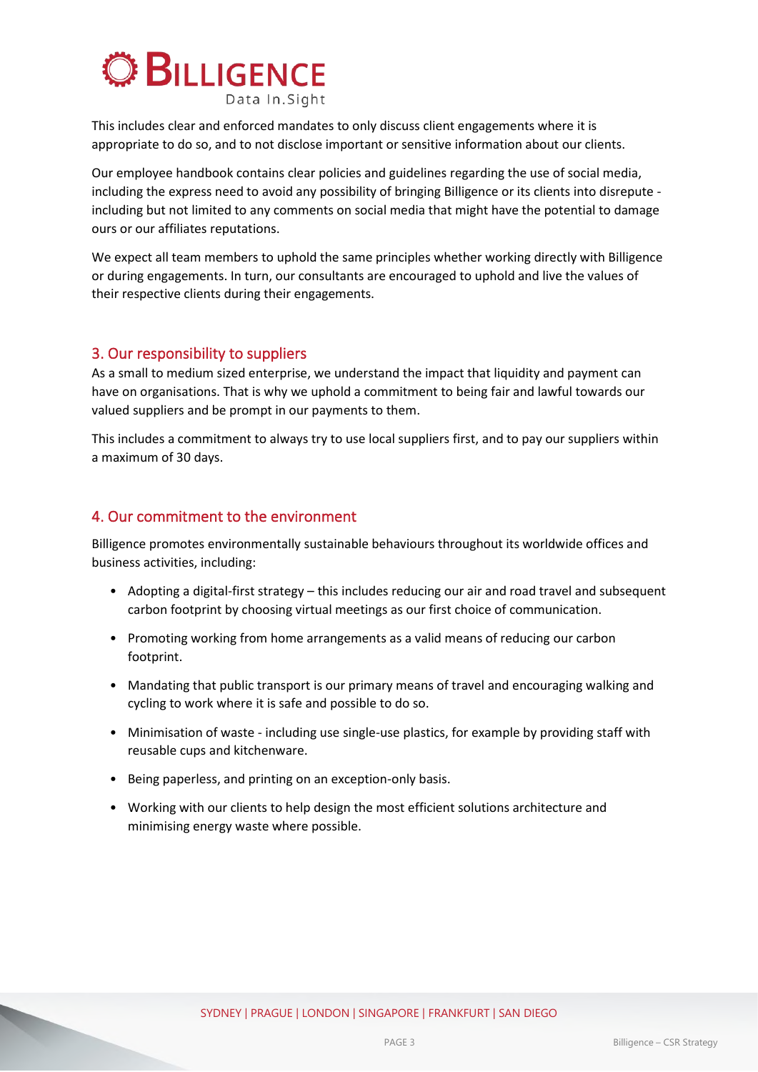This includes clear and enforced mandates to only discuss client engagements where it is appropriate to do so, and to not disclose important or sensitive information about our clients.

Our employee handbook contains clear policies and guidelines regarding the use of social media, including the express need to avoid any possibility of bringing Billigence or its clients into disrepute - including but not limited to any comments on social media that might have the potential to damage ours or our affiliates reputations.

We expect all team members to uphold the same principles whether working directly with Billigence or during engagements. In turn, our consultants are encouraged to uphold and live the values of their respective clients during their engagements.

## 3. Our responsibility to suppliers

As a small to medium sized enterprise, we understand the impact that liquidity and payment can have on organisations. That is why we uphold a commitment to being fair and lawful towards our valued suppliers and be prompt in our payments to them.

This includes a commitment to always try to use local suppliers first, and to pay our suppliers within a maximum of 30 days.

## 4. Our commitment to the environment

Billigence promotes environmentally sustainable behaviours throughout its worldwide offices and business activities, including:

- Adopting a digital-first strategy – this includes reducing our air and road travel and subsequent carbon footprint by choosing virtual meetings as our first choice of communication.
- Promoting working from home arrangements as a valid means of reducing our carbon footprint.
- Mandating that public transport is our primary means of travel and encouraging walking and cycling to work where it is safe and possible to do so.
- Minimisation of waste - including use single-use plastics, for example by providing staff with reusable cups and kitchenware.
- Being paperless, and printing on an exception-only basis.
- Working with our clients to help design the most efficient solutions architecture and minimising energy waste where possible.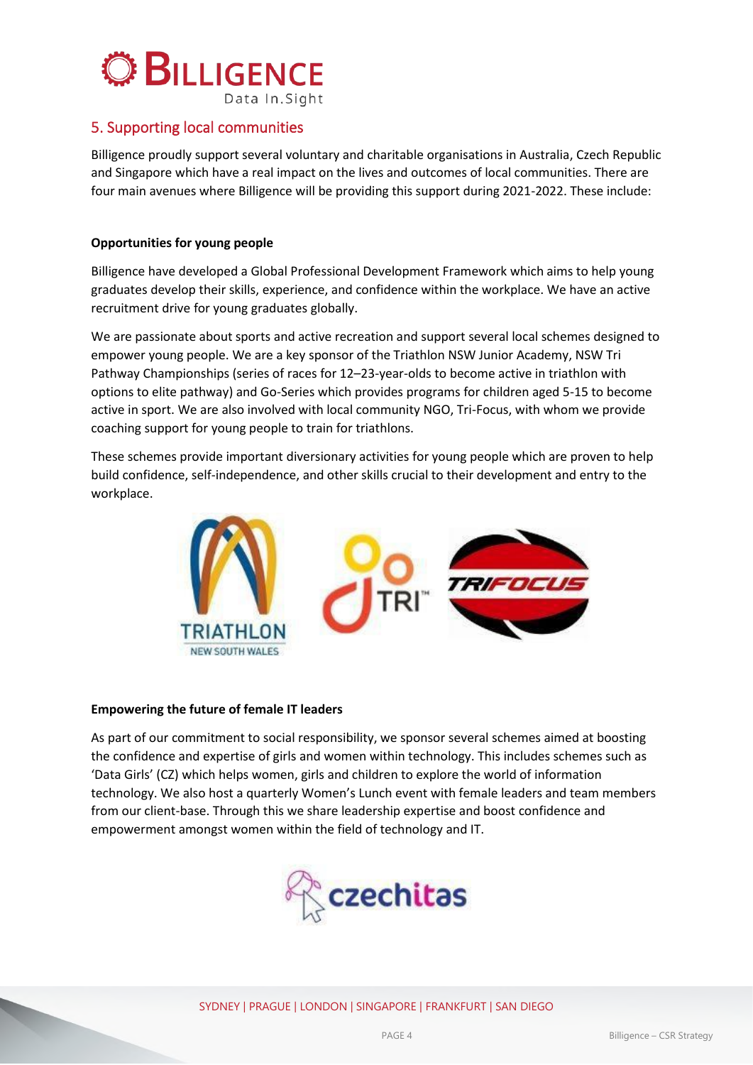## 5. Supporting local communities

Billigence proudly support several voluntary and charitable organisations in Australia, Czech Republic and Singapore which have a real impact on the lives and outcomes of local communities. There are four main avenues where Billigence will be providing this support during 2021-2022. These include:

**Opportunities for young people**

Billigence have developed a Global Professional Development Framework which aims to help young graduates develop their skills, experience, and confidence within the workplace. We have an active recruitment drive for young graduates globally.

We are passionate about sports and active recreation and support several local schemes designed to empower young people. We are a key sponsor of the Triathlon NSW Junior Academy, NSW Tri Pathway Championships (series of races for 12–23-year-olds to become active in triathlon with options to elite pathway) and Go-Series which provides programs for children aged 5-15 to become active in sport. We are also involved with local community NGO, Tri-Focus, with whom we provide coaching support for young people to train for triathlons.

These schemes provide important diversionary activities for young people which are proven to help build confidence, self-independence, and other skills crucial to their development and entry to the workplace.

**Empowering the future of female IT leaders**

As part of our commitment to social responsibility, we sponsor several schemes aimed at boosting the confidence and expertise of girls and women within technology. This includes schemes such as 'Data Girls' (CZ) which helps women, girls and children to explore the world of information technology. We also host a quarterly Women's Lunch event with female leaders and team members from our client-base. Through this we share leadership expertise and boost confidence and empowerment amongst women within the field of technology and IT.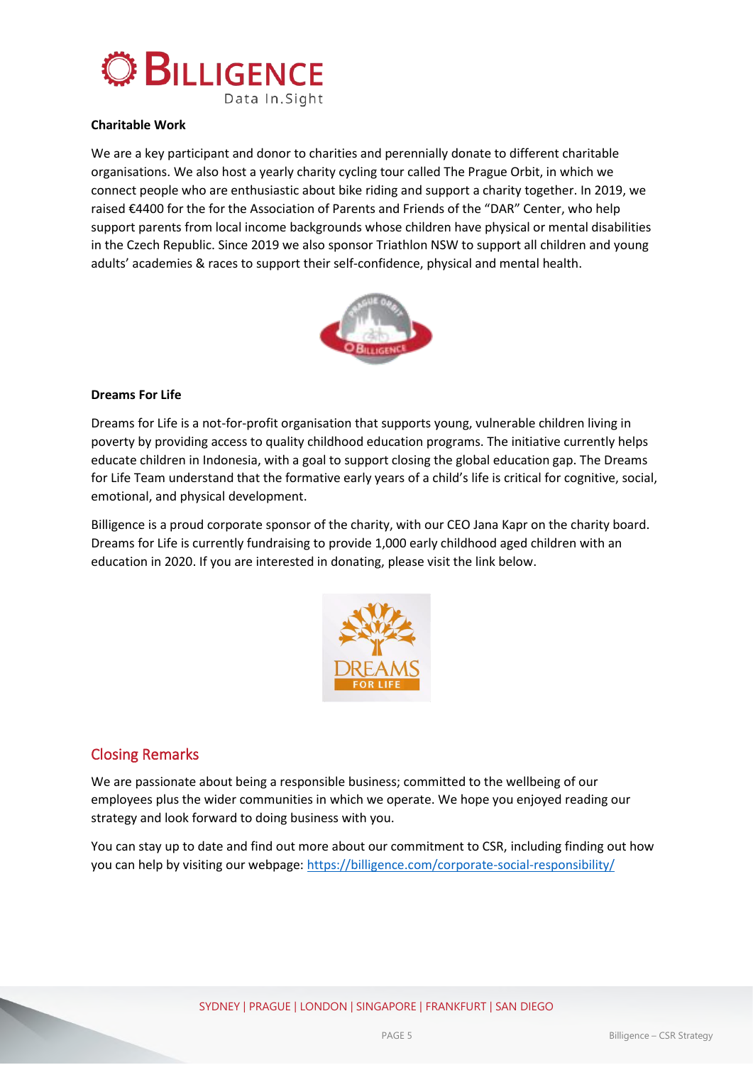**Charitable Work**

We are a key participant and donor to charities and perennially donate to different charitable organisations. We also host a yearly charity cycling tour called The Prague Orbit, in which we connect people who are enthusiastic about bike riding and support a charity together. In 2019, we raised €4400 for the for the Association of Parents and Friends of the "DAR" Center, who help support parents from local income backgrounds whose children have physical or mental disabilities in the Czech Republic. Since 2019 we also sponsor Triathlon NSW to support all children and young adults' academies & races to support their self-confidence, physical and mental health.

**Dreams For Life**

Dreams for Life is a not-for-profit organisation that supports young, vulnerable children living in poverty by providing access to quality childhood education programs. The initiative currently helps educate children in Indonesia, with a goal to support closing the global education gap. The Dreams for Life Team understand that the formative early years of a child's life is critical for cognitive, social, emotional, and physical development.

Billigence is a proud corporate sponsor of the charity, with our CEO Jana Kapr on the charity board. Dreams for Life is currently fundraising to provide 1,000 early childhood aged children with an education in 2020. If you are interested in donating, please visit the link below.

## Closing Remarks

We are passionate about being a responsible business; committed to the wellbeing of our employees plus the wider communities in which we operate. We hope you enjoyed reading our strategy and look forward to doing business with you.

You can stay up to date and find out more about our commitment to CSR, including finding out how you can help by visiting our webpage: https://billigence.com/corporate-social-responsibility/

SYDNEY | PRAGUE | LONDON | SINGAPORE | FRANKFURT | SAN DIEGO